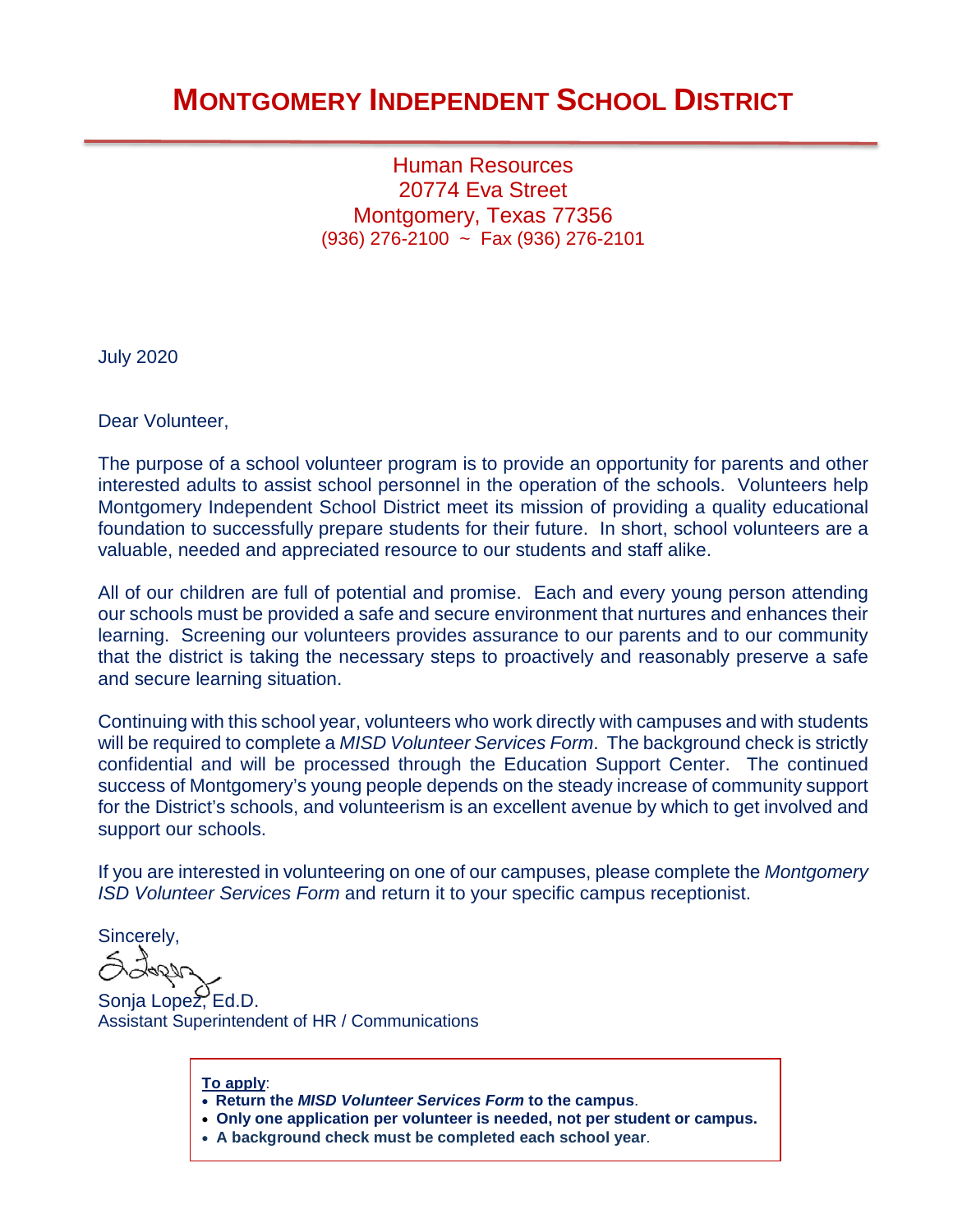# MONTGOMERY INDEPENDENT SCHOOL DISTRICT

Human Resources
20774 Eva Street
Montgomery, Texas 77356
(936) 276-2100 ~ Fax (936) 276-2101

July 2020

Dear Volunteer,

The purpose of a school volunteer program is to provide an opportunity for parents and other interested adults to assist school personnel in the operation of the schools. Volunteers help Montgomery Independent School District meet its mission of providing a quality educational foundation to successfully prepare students for their future. In short, school volunteers are a valuable, needed and appreciated resource to our students and staff alike.

All of our children are full of potential and promise. Each and every young person attending our schools must be provided a safe and secure environment that nurtures and enhances their learning. Screening our volunteers provides assurance to our parents and to our community that the district is taking the necessary steps to proactively and reasonably preserve a safe and secure learning situation.

Continuing with this school year, volunteers who work directly with campuses and with students will be required to complete a *MISD Volunteer Services Form*. The background check is strictly confidential and will be processed through the Education Support Center. The continued success of Montgomery's young people depends on the steady increase of community support for the District's schools, and volunteerism is an excellent avenue by which to get involved and support our schools.

If you are interested in volunteering on one of our campuses, please complete the *Montgomery ISD Volunteer Services Form* and return it to your specific campus receptionist.

Sincerely,

Sonja Lopez, Ed.D.
Assistant Superintendent of HR / Communications

**To apply**:

- **Return the *MISD Volunteer Services Form* to the campus**.
- **Only one application per volunteer is needed, not per student or campus.**
- **A background check must be completed each school year**.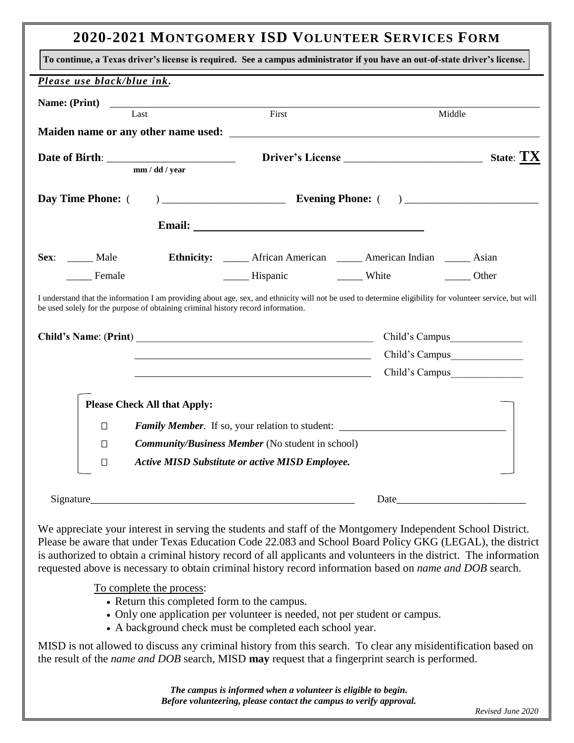# 2020-2021 MONTGOMERY ISD VOLUNTEER SERVICES FORM

**To continue, a Texas driver's license is required. See a campus administrator if you have an out-of-state driver's license.**

***Please use black/blue ink.***

**Name: (Print)** ______________________________________________
Last  First  Middle

**Maiden name or any other name used:** ______________________________________________

**Date of Birth**: ________________________ **Driver's License** __________________________ **State**: **TX**
mm / dd / year

**Day Time Phone:** ( ) ______________________ **Evening Phone:** ( ) ________________________

**Email:** ________________________________________

**Sex**: _____ Male _____ Female

**Ethnicity:** _____ African American _____ American Indian _____ Asian _____ Hispanic _____ White _____ Other

I understand that the information I am providing about age, sex, and ethnicity will not be used to determine eligibility for volunteer service, but will be used solely for the purpose of obtaining criminal history record information.

**Child's Name**: (**Print**) ______________________________________________ Child's Campus______________

______________________________________________ Child's Campus______________

______________________________________________ Child's Campus______________

**Please Check All that Apply:**

- ☐ ***Family Member***. If so, your relation to student: ________________________________
- ☐ ***Community/Business Member*** (No student in school)
- ☐ ***Active MISD Substitute or active MISD Employee.***

Signature____________________________________________________ Date________________________

We appreciate your interest in serving the students and staff of the Montgomery Independent School District. Please be aware that under Texas Education Code 22.083 and School Board Policy GKG (LEGAL), the district is authorized to obtain a criminal history record of all applicants and volunteers in the district. The information requested above is necessary to obtain criminal history record information based on *name and DOB* search.

To complete the process:

- Return this completed form to the campus.
- Only one application per volunteer is needed, not per student or campus.
- A background check must be completed each school year.

MISD is not allowed to discuss any criminal history from this search. To clear any misidentification based on the result of the *name and DOB* search, MISD **may** request that a fingerprint search is performed.

***The campus is informed when a volunteer is eligible to begin.***
***Before volunteering, please contact the campus to verify approval.***

*Revised June 2020*